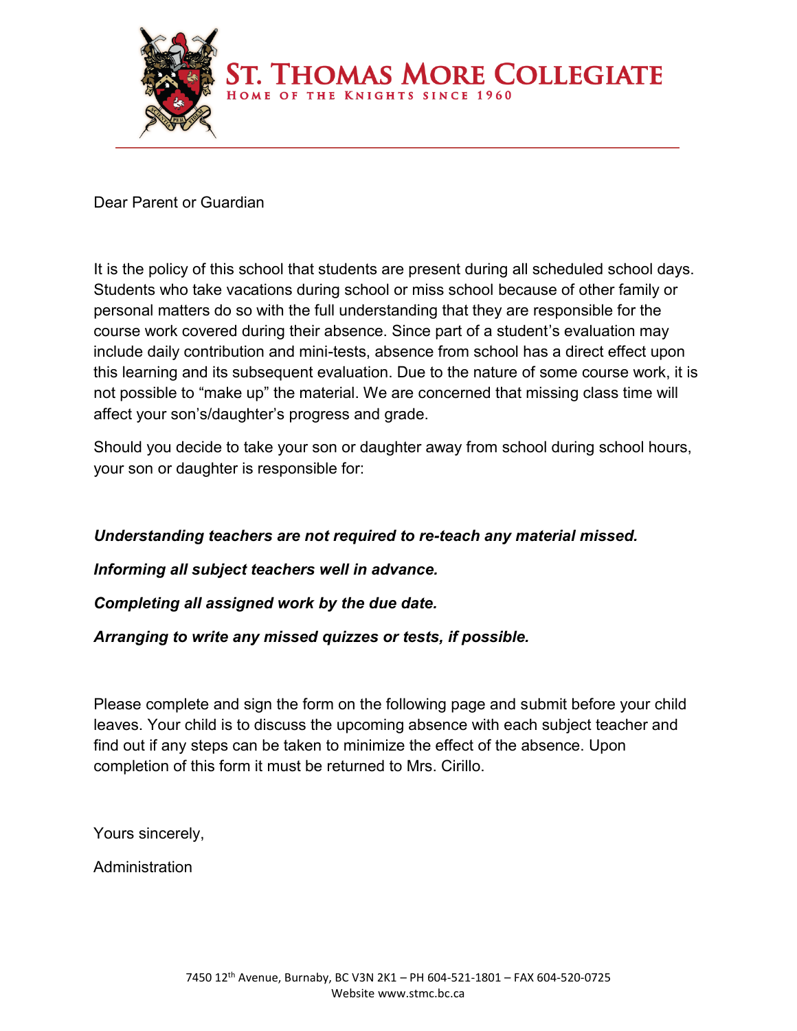# ST. THOMAS MORE COLLEGIATE

HOME OF THE KNIGHTS SINCE 1960

Dear Parent or Guardian

It is the policy of this school that students are present during all scheduled school days. Students who take vacations during school or miss school because of other family or personal matters do so with the full understanding that they are responsible for the course work covered during their absence. Since part of a student's evaluation may include daily contribution and mini-tests, absence from school has a direct effect upon this learning and its subsequent evaluation. Due to the nature of some course work, it is not possible to "make up" the material. We are concerned that missing class time will affect your son's/daughter's progress and grade.

Should you decide to take your son or daughter away from school during school hours, your son or daughter is responsible for:

***Understanding teachers are not required to re-teach any material missed.***

***Informing all subject teachers well in advance.***

***Completing all assigned work by the due date.***

***Arranging to write any missed quizzes or tests, if possible.***

Please complete and sign the form on the following page and submit before your child leaves. Your child is to discuss the upcoming absence with each subject teacher and find out if any steps can be taken to minimize the effect of the absence. Upon completion of this form it must be returned to Mrs. Cirillo.

Yours sincerely,

Administration

7450 12th Avenue, Burnaby, BC V3N 2K1 – PH 604-521-1801 – FAX 604-520-0725
Website www.stmc.bc.ca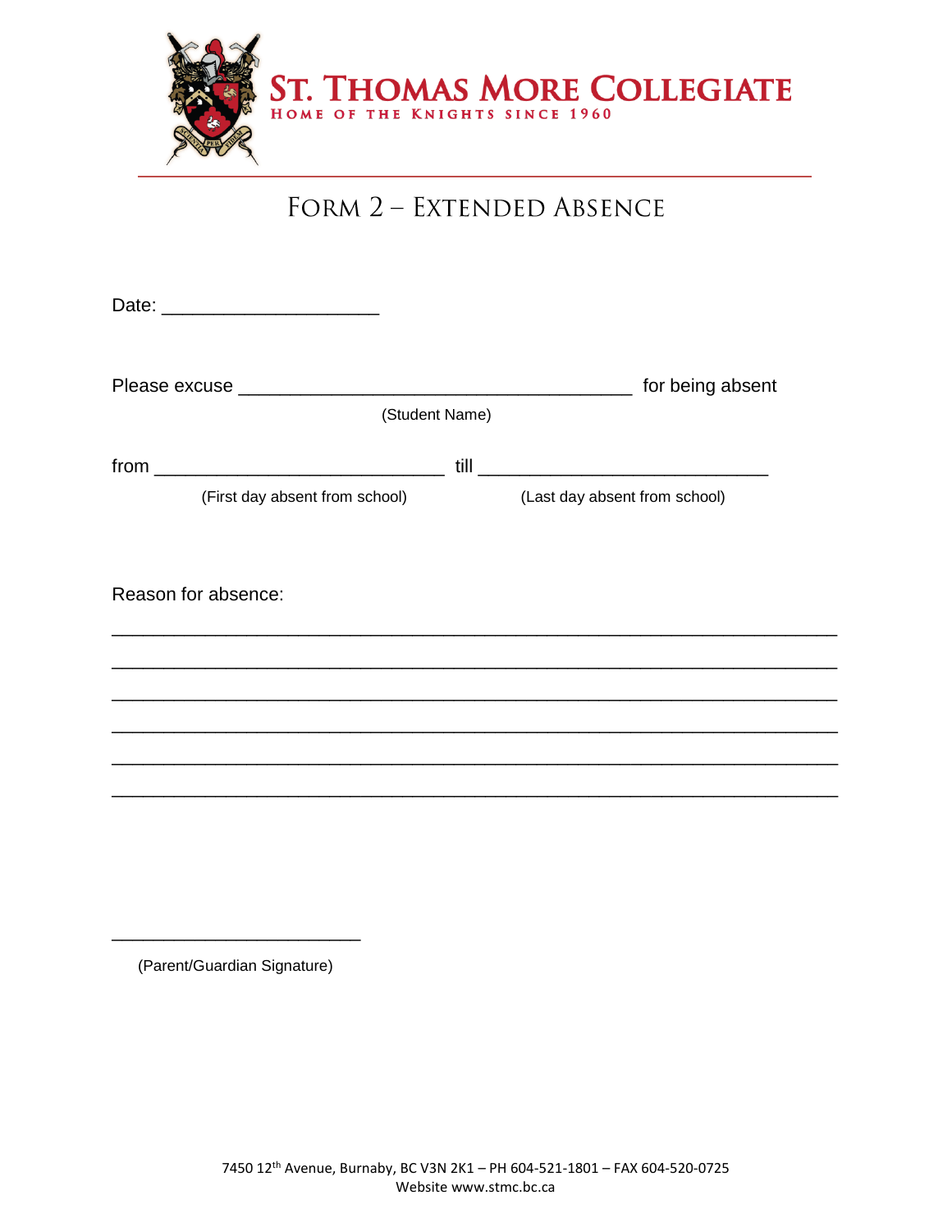# ST. THOMAS MORE COLLEGIATE

HOME OF THE KNIGHTS SINCE 1960

## FORM 2 – EXTENDED ABSENCE

Date: ____________________

Please excuse ____________________________________ for being absent
(Student Name)

from ___________________________ till ___________________________
(First day absent from school) (Last day absent from school)

Reason for absence:

___________________________________________________________________

___________________________________________________________________

___________________________________________________________________

___________________________________________________________________

___________________________________________________________________

___________________________________________________________________

_______________________

(Parent/Guardian Signature)

7450 12th Avenue, Burnaby, BC V3N 2K1 – PH 604-521-1801 – FAX 604-520-0725
Website www.stmc.bc.ca